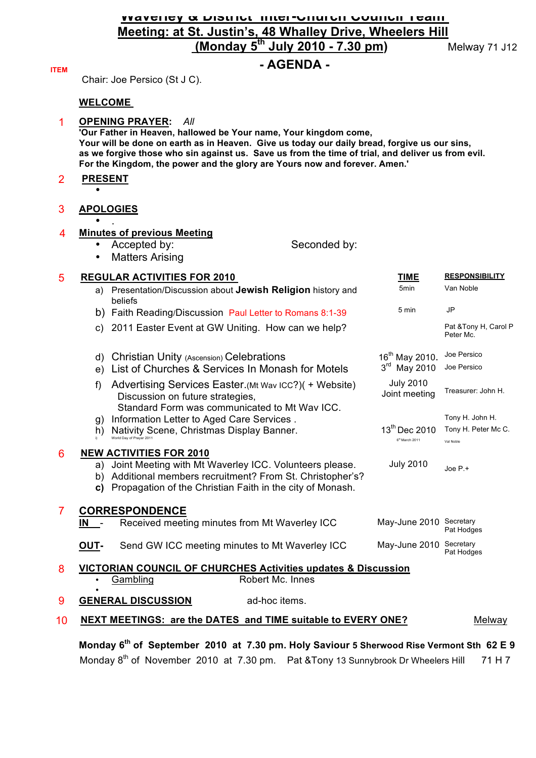# Waverley & District Inter-Church Council Team Meeting: at St. Justin's, 48 Whalley Drive, Wheelers Hill (Monday 5th July 2010 - 7.30 pm)

Melway 71 J12

## - AGENDA -

ITEM

Chair: Joe Persico (St J C).

**WELCOME**

1 **OPENING PRAYER:** *All*

**'Our Father in Heaven, hallowed be Your name, Your kingdom come, Your will be done on earth as in Heaven. Give us today our daily bread, forgive us our sins, as we forgive those who sin against us. Save us from the time of trial, and deliver us from evil. For the Kingdom, the power and the glory are Yours now and forever. Amen.'**

2 **PRESENT**

- 

3 **APOLOGIES**

- .

4 **Minutes of previous Meeting**

- Accepted by: Seconded by:
- Matters Arising

5 **REGULAR ACTIVITIES FOR 2010**

| | | TIME | RESPONSIBILITY |
|---|---|---|---|
| a) | Presentation/Discussion about **Jewish Religion** history and beliefs | 5min | Van Noble |
| b) | Faith Reading/Discussion Paul Letter to Romans 8:1-39 | 5 min | JP |
| c) | 2011 Easter Event at GW Uniting. How can we help? | | Pat &Tony H, Carol P Peter Mc. |
| d) | Christian Unity (Ascension) Celebrations | 16th May 2010. | Joe Persico |
| e) | List of Churches & Services In Monash for Motels | 3rd May 2010 | Joe Persico |
| f) | Advertising Services Easter.(Mt Wav ICC?)( + Website) Discussion on future strategies, Standard Form was communicated to Mt Wav ICC. | July 2010 Joint meeting | Treasurer: John H. |
| g) | Information Letter to Aged Care Services . | | Tony H. John H. |
| h) | Nativity Scene, Christmas Display Banner. | 13th Dec 2010 | Tony H. Peter Mc C. |
| i) | World Day of Prayer 2011 | 6th March 2011 | Val Noble |

6 **NEW ACTIVITIES FOR 2010**

| | | | |
|---|---|---|---|
| a) | Joint Meeting with Mt Waverley ICC. Volunteers please. | July 2010 | Joe P.+ |
| b) | Additional members recruitment? From St. Christopher's? | | |
| **c)** | Propagation of the Christian Faith in the city of Monash. | | |

7 **CORRESPONDENCE**

| | | | |
|---|---|---|---|
| **IN** - | Received meeting minutes from Mt Waverley ICC | May-June 2010 | Secretary Pat Hodges |
| **OUT**- | Send GW ICC meeting minutes to Mt Waverley ICC | May-June 2010 | Secretary Pat Hodges |

8 **VICTORIAN COUNCIL OF CHURCHES Activities updates & Discussion**

- Gambling — Robert Mc. Innes
- 

9 **GENERAL DISCUSSION** — ad-hoc items.

10 **NEXT MEETINGS: are the DATES and TIME suitable to EVERY ONE?** — Melway

**Monday 6th of September 2010 at 7.30 pm. Holy Saviour 5 Sherwood Rise Vermont Sth 62 E 9**

Monday 8th of November 2010 at 7.30 pm. Pat &Tony 13 Sunnybrook Dr Wheelers Hill 71 H 7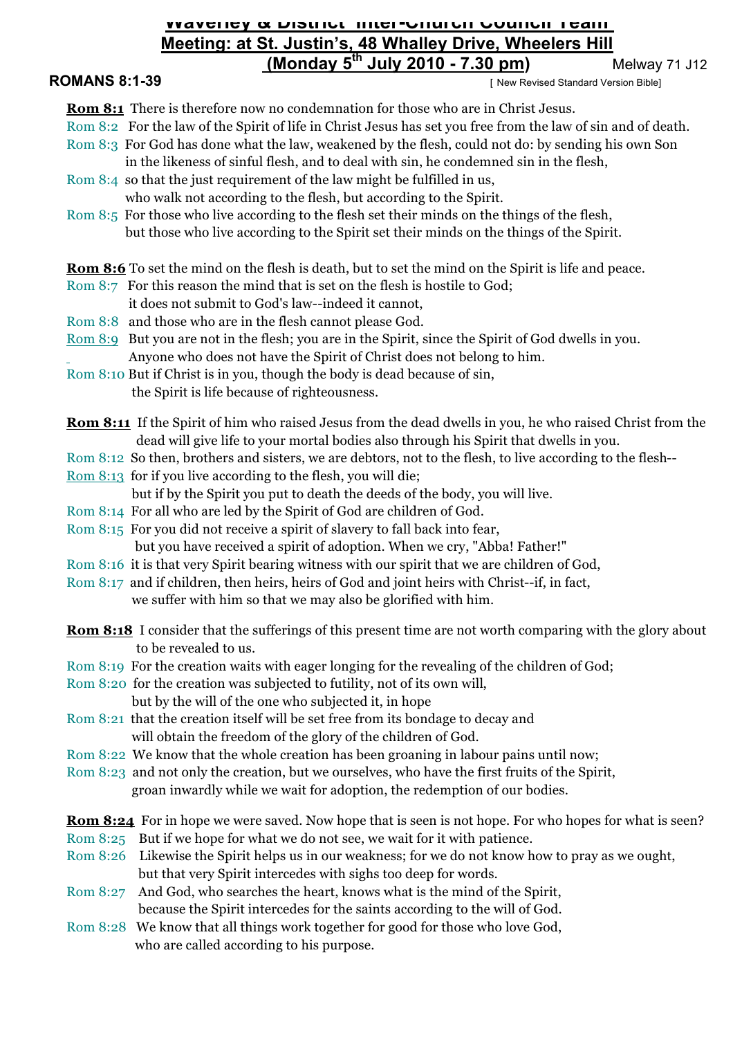## Waverley & District Inter-Church Council Team Meeting: at St. Justin's, 48 Whalley Drive, Wheelers Hill (Monday 5th July 2010 - 7.30 pm)

Melway 71 J12

**ROMANS 8:1-39** [ New Revised Standard Version Bible]

**Rom 8:1** There is therefore now no condemnation for those who are in Christ Jesus.
Rom 8:2 For the law of the Spirit of life in Christ Jesus has set you free from the law of sin and of death.
Rom 8:3 For God has done what the law, weakened by the flesh, could not do: by sending his own Son in the likeness of sinful flesh, and to deal with sin, he condemned sin in the flesh,
Rom 8:4 so that the just requirement of the law might be fulfilled in us, who walk not according to the flesh, but according to the Spirit.
Rom 8:5 For those who live according to the flesh set their minds on the things of the flesh, but those who live according to the Spirit set their minds on the things of the Spirit.

**Rom 8:6** To set the mind on the flesh is death, but to set the mind on the Spirit is life and peace.
Rom 8:7 For this reason the mind that is set on the flesh is hostile to God; it does not submit to God's law--indeed it cannot,
Rom 8:8 and those who are in the flesh cannot please God.
Rom 8:9 But you are not in the flesh; you are in the Spirit, since the Spirit of God dwells in you. Anyone who does not have the Spirit of Christ does not belong to him.
Rom 8:10 But if Christ is in you, though the body is dead because of sin, the Spirit is life because of righteousness.

**Rom 8:11** If the Spirit of him who raised Jesus from the dead dwells in you, he who raised Christ from the dead will give life to your mortal bodies also through his Spirit that dwells in you.
Rom 8:12 So then, brothers and sisters, we are debtors, not to the flesh, to live according to the flesh--
Rom 8:13 for if you live according to the flesh, you will die; but if by the Spirit you put to death the deeds of the body, you will live.
Rom 8:14 For all who are led by the Spirit of God are children of God.
Rom 8:15 For you did not receive a spirit of slavery to fall back into fear, but you have received a spirit of adoption. When we cry, "Abba! Father!"
Rom 8:16 it is that very Spirit bearing witness with our spirit that we are children of God,
Rom 8:17 and if children, then heirs, heirs of God and joint heirs with Christ--if, in fact, we suffer with him so that we may also be glorified with him.

**Rom 8:18** I consider that the sufferings of this present time are not worth comparing with the glory about to be revealed to us.
Rom 8:19 For the creation waits with eager longing for the revealing of the children of God;
Rom 8:20 for the creation was subjected to futility, not of its own will, but by the will of the one who subjected it, in hope
Rom 8:21 that the creation itself will be set free from its bondage to decay and will obtain the freedom of the glory of the children of God.
Rom 8:22 We know that the whole creation has been groaning in labour pains until now;
Rom 8:23 and not only the creation, but we ourselves, who have the first fruits of the Spirit, groan inwardly while we wait for adoption, the redemption of our bodies.

**Rom 8:24** For in hope we were saved. Now hope that is seen is not hope. For who hopes for what is seen?
Rom 8:25 But if we hope for what we do not see, we wait for it with patience.
Rom 8:26 Likewise the Spirit helps us in our weakness; for we do not know how to pray as we ought, but that very Spirit intercedes with sighs too deep for words.
Rom 8:27 And God, who searches the heart, knows what is the mind of the Spirit, because the Spirit intercedes for the saints according to the will of God.
Rom 8:28 We know that all things work together for good for those who love God, who are called according to his purpose.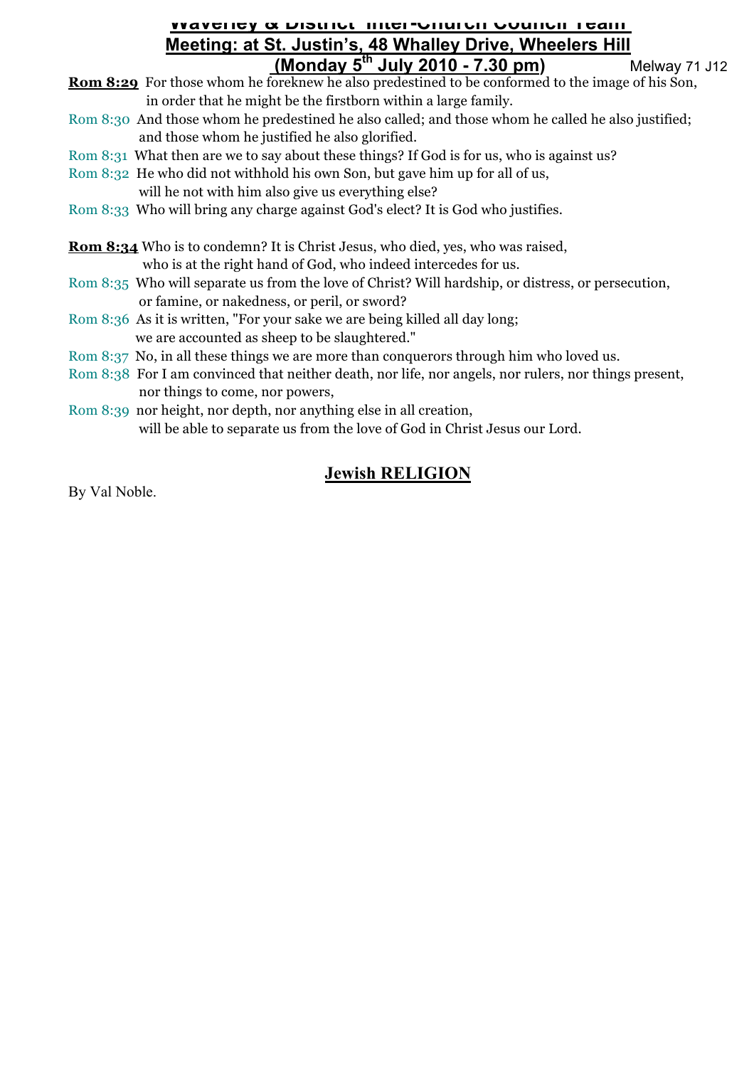## Waverley & District Inter-Church Council Team Meeting: at St. Justin's, 48 Whalley Drive, Wheelers Hill (Monday 5th July 2010 - 7.30 pm)

Melway 71 J12

**Rom 8:29** For those whom he foreknew he also predestined to be conformed to the image of his Son, in order that he might be the firstborn within a large family.

Rom 8:30 And those whom he predestined he also called; and those whom he called he also justified; and those whom he justified he also glorified.

Rom 8:31 What then are we to say about these things? If God is for us, who is against us?

Rom 8:32 He who did not withhold his own Son, but gave him up for all of us, will he not with him also give us everything else?

Rom 8:33 Who will bring any charge against God's elect? It is God who justifies.

**Rom 8:34** Who is to condemn? It is Christ Jesus, who died, yes, who was raised, who is at the right hand of God, who indeed intercedes for us.

Rom 8:35 Who will separate us from the love of Christ? Will hardship, or distress, or persecution, or famine, or nakedness, or peril, or sword?

Rom 8:36 As it is written, "For your sake we are being killed all day long; we are accounted as sheep to be slaughtered."

Rom 8:37 No, in all these things we are more than conquerors through him who loved us.

Rom 8:38 For I am convinced that neither death, nor life, nor angels, nor rulers, nor things present, nor things to come, nor powers,

Rom 8:39 nor height, nor depth, nor anything else in all creation, will be able to separate us from the love of God in Christ Jesus our Lord.

## Jewish RELIGION

By Val Noble.